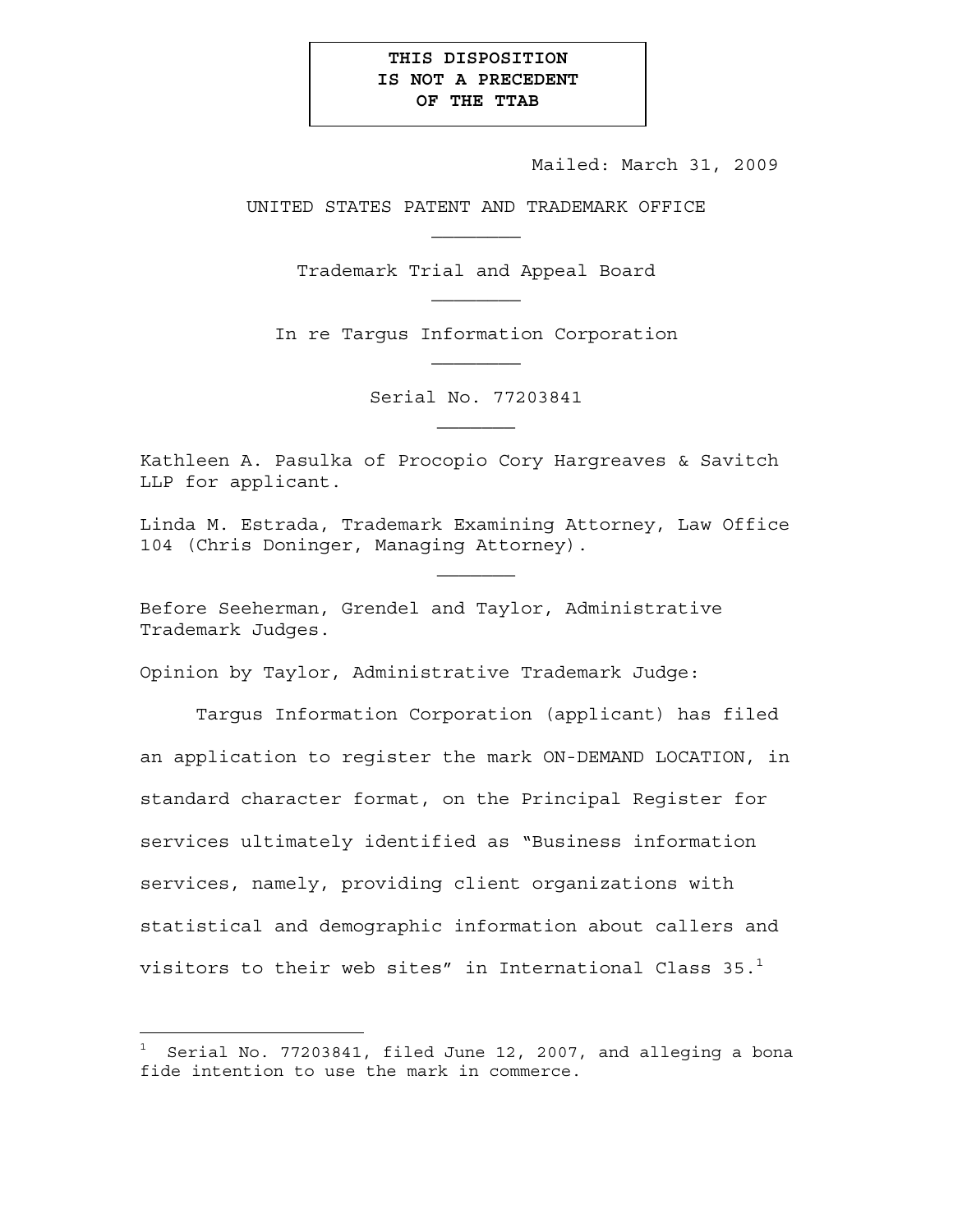**THIS DISPOSITION IS NOT A PRECEDENT OF THE TTAB**

Mailed: March 31, 2009

UNITED STATES PATENT AND TRADEMARK OFFICE

\_\_\_\_\_\_\_\_

Trademark Trial and Appeal Board

\_\_\_\_\_\_\_\_

In re Targus Information Corporation

\_\_\_\_\_\_\_\_

Serial No. 77203841

\_\_\_\_\_\_\_

Kathleen A. Pasulka of Procopio Cory Hargreaves & Savitch LLP for applicant.

Linda M. Estrada, Trademark Examining Attorney, Law Office 104 (Chris Doninger, Managing Attorney).

\_\_\_\_\_\_\_

Before Seeherman, Grendel and Taylor, Administrative Trademark Judges.

Opinion by Taylor, Administrative Trademark Judge:

Targus Information Corporation (applicant) has filed an application to register the mark ON-DEMAND LOCATION, in standard character format, on the Principal Register for services ultimately identified as "Business information services, namely, providing client organizations with statistical and demographic information about callers and visitors to their web sites" in International Class 35.[1]

---

[1] Serial No. 77203841, filed June 12, 2007, and alleging a bona fide intention to use the mark in commerce.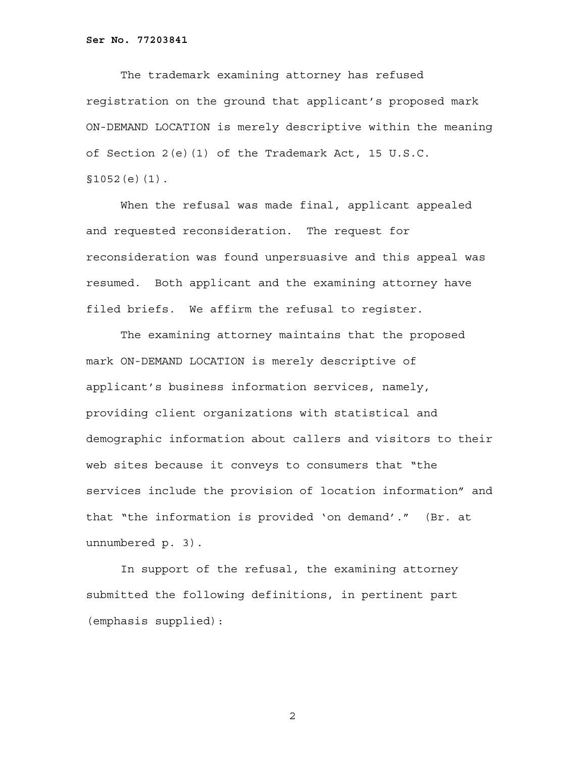The trademark examining attorney has refused registration on the ground that applicant's proposed mark ON-DEMAND LOCATION is merely descriptive within the meaning of Section 2(e)(1) of the Trademark Act, 15 U.S.C. §1052(e)(1).

When the refusal was made final, applicant appealed and requested reconsideration. The request for reconsideration was found unpersuasive and this appeal was resumed. Both applicant and the examining attorney have filed briefs. We affirm the refusal to register.

The examining attorney maintains that the proposed mark ON-DEMAND LOCATION is merely descriptive of applicant's business information services, namely, providing client organizations with statistical and demographic information about callers and visitors to their web sites because it conveys to consumers that "the services include the provision of location information" and that "the information is provided 'on demand'." (Br. at unnumbered p. 3).

In support of the refusal, the examining attorney submitted the following definitions, in pertinent part (emphasis supplied):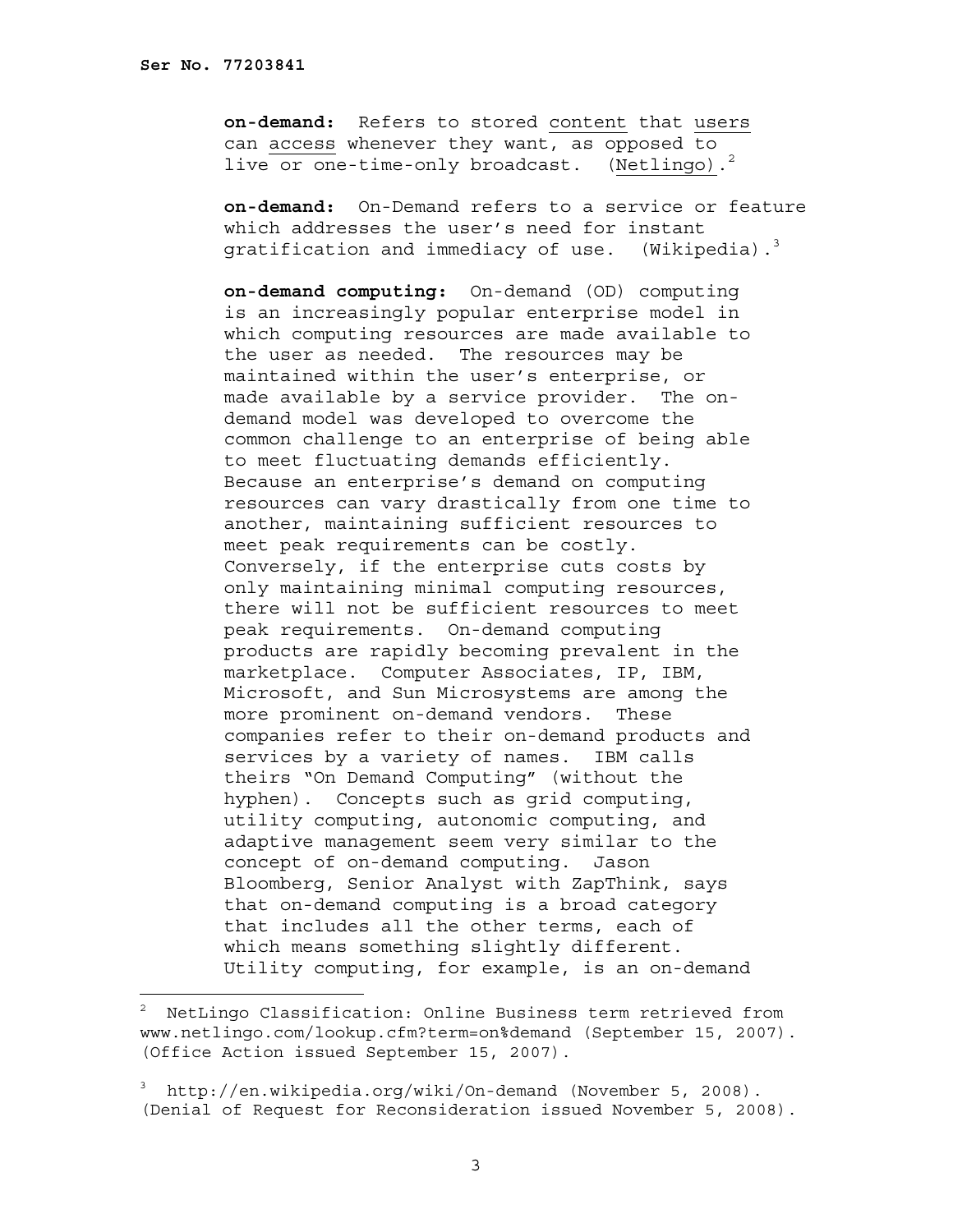**on-demand:** Refers to stored content that users can access whenever they want, as opposed to live or one-time-only broadcast. (Netlingo).[2]

**on-demand:** On-Demand refers to a service or feature which addresses the user's need for instant gratification and immediacy of use. (Wikipedia).[3]

**on-demand computing:** On-demand (OD) computing is an increasingly popular enterprise model in which computing resources are made available to the user as needed. The resources may be maintained within the user's enterprise, or made available by a service provider. The on-demand model was developed to overcome the common challenge to an enterprise of being able to meet fluctuating demands efficiently. Because an enterprise's demand on computing resources can vary drastically from one time to another, maintaining sufficient resources to meet peak requirements can be costly. Conversely, if the enterprise cuts costs by only maintaining minimal computing resources, there will not be sufficient resources to meet peak requirements. On-demand computing products are rapidly becoming prevalent in the marketplace. Computer Associates, IP, IBM, Microsoft, and Sun Microsystems are among the more prominent on-demand vendors. These companies refer to their on-demand products and services by a variety of names. IBM calls theirs "On Demand Computing" (without the hyphen). Concepts such as grid computing, utility computing, autonomic computing, and adaptive management seem very similar to the concept of on-demand computing. Jason Bloomberg, Senior Analyst with ZapThink, says that on-demand computing is a broad category that includes all the other terms, each of which means something slightly different. Utility computing, for example, is an on-demand

---

[2] NetLingo Classification: Online Business term retrieved from www.netlingo.com/lookup.cfm?term=on%demand (September 15, 2007). (Office Action issued September 15, 2007).

[3] http://en.wikipedia.org/wiki/On-demand (November 5, 2008). (Denial of Request for Reconsideration issued November 5, 2008).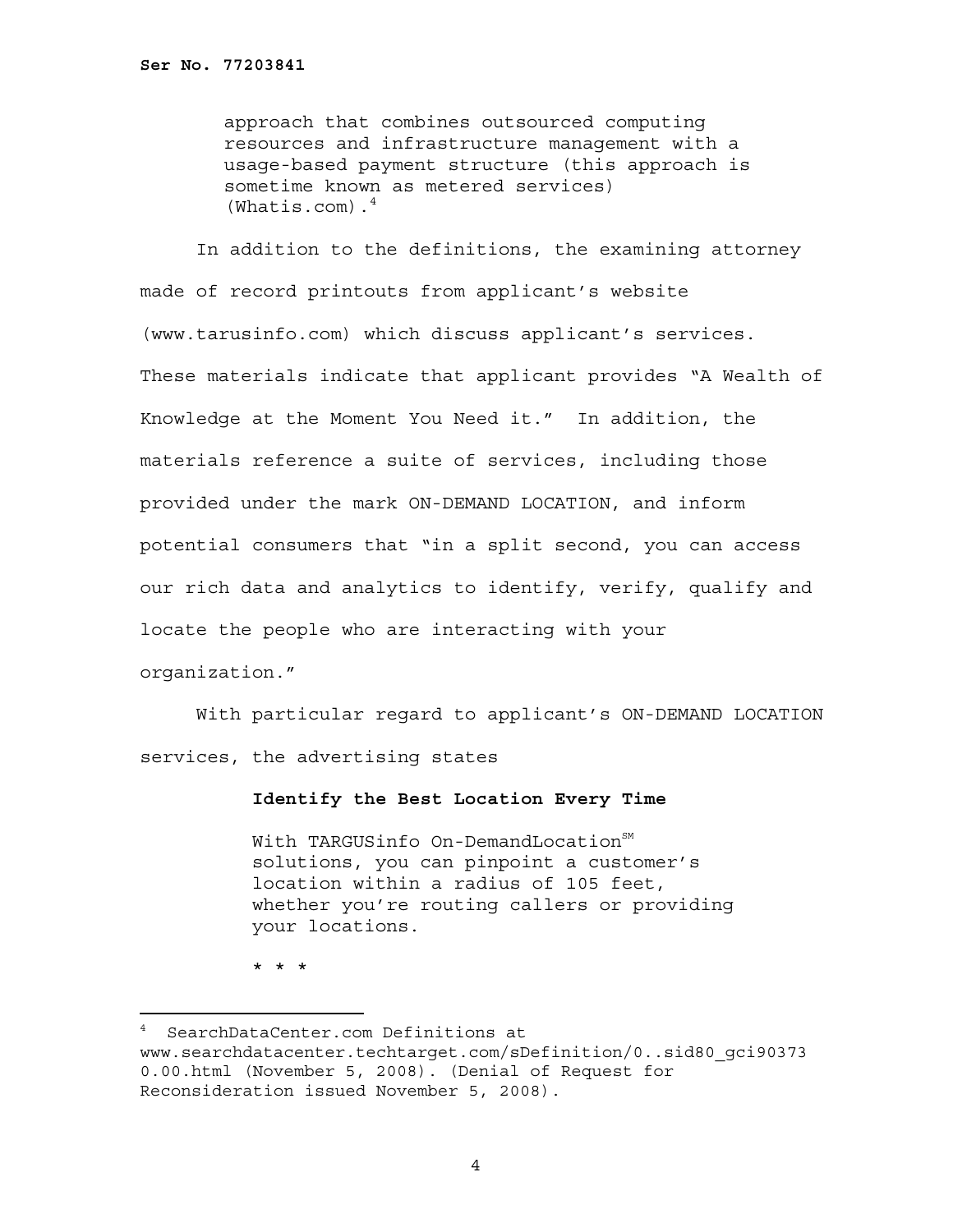approach that combines outsourced computing resources and infrastructure management with a usage-based payment structure (this approach is sometime known as metered services) (Whatis.com).[4]

In addition to the definitions, the examining attorney made of record printouts from applicant's website (www.tarusinfo.com) which discuss applicant's services. These materials indicate that applicant provides "A Wealth of Knowledge at the Moment You Need it." In addition, the materials reference a suite of services, including those provided under the mark ON-DEMAND LOCATION, and inform potential consumers that "in a split second, you can access our rich data and analytics to identify, verify, qualify and locate the people who are interacting with your organization."

With particular regard to applicant's ON-DEMAND LOCATION services, the advertising states

> **Identify the Best Location Every Time**
>
> With TARGUSinfo On-DemandLocation[SM] solutions, you can pinpoint a customer's location within a radius of 105 feet, whether you're routing callers or providing your locations.
>
> \* \* \*

---

[4] SearchDataCenter.com Definitions at www.searchdatacenter.techtarget.com/sDefinition/0..sid80_gci903730.00.html (November 5, 2008). (Denial of Request for Reconsideration issued November 5, 2008).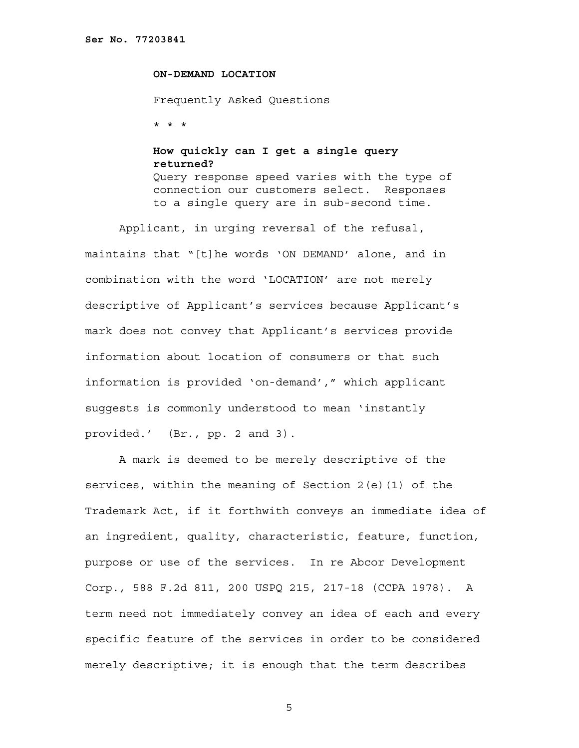**ON-DEMAND LOCATION**

Frequently Asked Questions

* * *

**How quickly can I get a single query returned?**
Query response speed varies with the type of connection our customers select. Responses to a single query are in sub-second time.

Applicant, in urging reversal of the refusal, maintains that "[t]he words 'ON DEMAND' alone, and in combination with the word 'LOCATION' are not merely descriptive of Applicant's services because Applicant's mark does not convey that Applicant's services provide information about location of consumers or that such information is provided 'on-demand'," which applicant suggests is commonly understood to mean 'instantly provided.' (Br., pp. 2 and 3).

A mark is deemed to be merely descriptive of the services, within the meaning of Section 2(e)(1) of the Trademark Act, if it forthwith conveys an immediate idea of an ingredient, quality, characteristic, feature, function, purpose or use of the services. In re Abcor Development Corp., 588 F.2d 811, 200 USPQ 215, 217-18 (CCPA 1978). A term need not immediately convey an idea of each and every specific feature of the services in order to be considered merely descriptive; it is enough that the term describes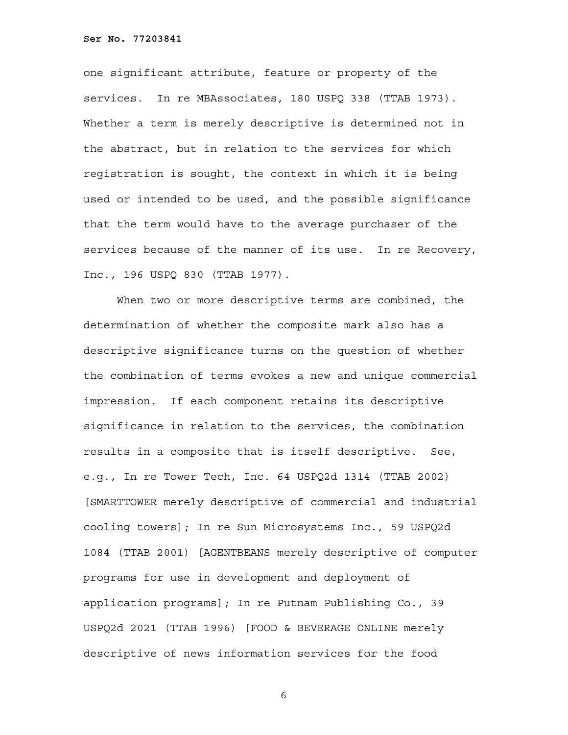one significant attribute, feature or property of the services. In re MBAssociates, 180 USPQ 338 (TTAB 1973). Whether a term is merely descriptive is determined not in the abstract, but in relation to the services for which registration is sought, the context in which it is being used or intended to be used, and the possible significance that the term would have to the average purchaser of the services because of the manner of its use. In re Recovery, Inc., 196 USPQ 830 (TTAB 1977).

When two or more descriptive terms are combined, the determination of whether the composite mark also has a descriptive significance turns on the question of whether the combination of terms evokes a new and unique commercial impression. If each component retains its descriptive significance in relation to the services, the combination results in a composite that is itself descriptive. See, e.g., In re Tower Tech, Inc. 64 USPQ2d 1314 (TTAB 2002) [SMARTTOWER merely descriptive of commercial and industrial cooling towers]; In re Sun Microsystems Inc., 59 USPQ2d 1084 (TTAB 2001) [AGENTBEANS merely descriptive of computer programs for use in development and deployment of application programs]; In re Putnam Publishing Co., 39 USPQ2d 2021 (TTAB 1996) [FOOD & BEVERAGE ONLINE merely descriptive of news information services for the food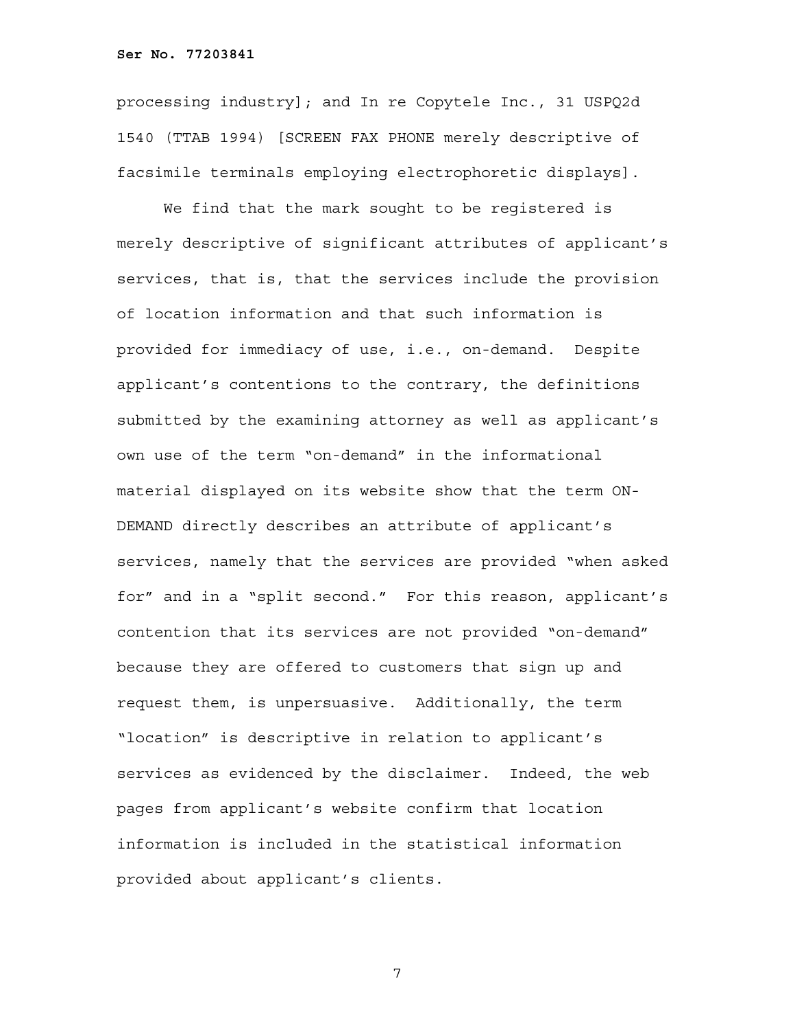processing industry]; and In re Copytele Inc., 31 USPQ2d 1540 (TTAB 1994) [SCREEN FAX PHONE merely descriptive of facsimile terminals employing electrophoretic displays].

We find that the mark sought to be registered is merely descriptive of significant attributes of applicant's services, that is, that the services include the provision of location information and that such information is provided for immediacy of use, i.e., on-demand. Despite applicant's contentions to the contrary, the definitions submitted by the examining attorney as well as applicant's own use of the term "on-demand" in the informational material displayed on its website show that the term ON-DEMAND directly describes an attribute of applicant's services, namely that the services are provided "when asked for" and in a "split second." For this reason, applicant's contention that its services are not provided "on-demand" because they are offered to customers that sign up and request them, is unpersuasive. Additionally, the term "location" is descriptive in relation to applicant's services as evidenced by the disclaimer. Indeed, the web pages from applicant's website confirm that location information is included in the statistical information provided about applicant's clients.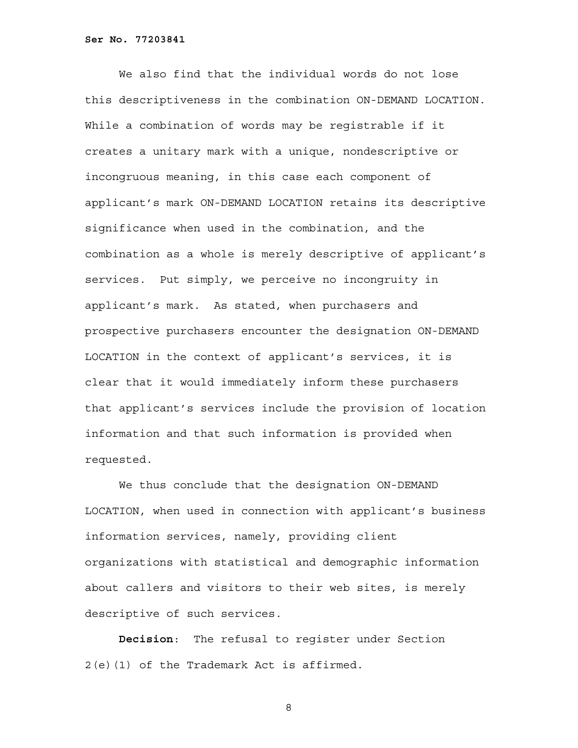We also find that the individual words do not lose this descriptiveness in the combination ON-DEMAND LOCATION. While a combination of words may be registrable if it creates a unitary mark with a unique, nondescriptive or incongruous meaning, in this case each component of applicant's mark ON-DEMAND LOCATION retains its descriptive significance when used in the combination, and the combination as a whole is merely descriptive of applicant's services. Put simply, we perceive no incongruity in applicant's mark. As stated, when purchasers and prospective purchasers encounter the designation ON-DEMAND LOCATION in the context of applicant's services, it is clear that it would immediately inform these purchasers that applicant's services include the provision of location information and that such information is provided when requested.

We thus conclude that the designation ON-DEMAND LOCATION, when used in connection with applicant's business information services, namely, providing client organizations with statistical and demographic information about callers and visitors to their web sites, is merely descriptive of such services.

**Decision**: The refusal to register under Section 2(e)(1) of the Trademark Act is affirmed.